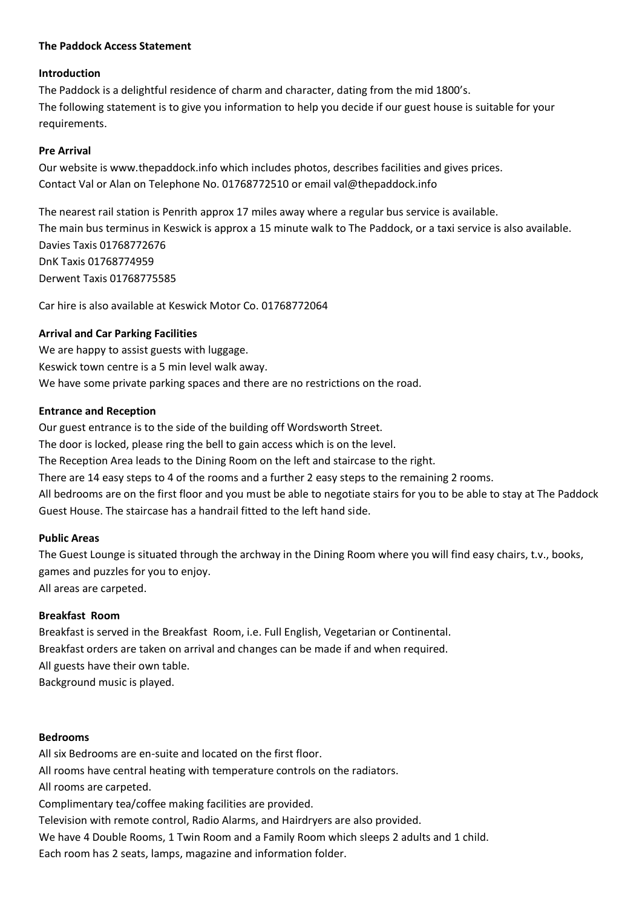# The Paddock Access Statement

## Introduction

The Paddock is a delightful residence of charm and character, dating from the mid 1800's.
The following statement is to give you information to help you decide if our guest house is suitable for your requirements.

## Pre Arrival

Our website is www.thepaddock.info which includes photos, describes facilities and gives prices.
Contact Val or Alan on Telephone No. 01768772510 or email val@thepaddock.info

The nearest rail station is Penrith approx 17 miles away where a regular bus service is available.
The main bus terminus in Keswick is approx a 15 minute walk to The Paddock, or a taxi service is also available.
Davies Taxis 01768772676
DnK Taxis 01768774959
Derwent Taxis 01768775585

Car hire is also available at Keswick Motor Co. 01768772064

## Arrival and Car Parking Facilities

We are happy to assist guests with luggage.
Keswick town centre is a 5 min level walk away.
We have some private parking spaces and there are no restrictions on the road.

## Entrance and Reception

Our guest entrance is to the side of the building off Wordsworth Street.
The door is locked, please ring the bell to gain access which is on the level.
The Reception Area leads to the Dining Room on the left and staircase to the right.
There are 14 easy steps to 4 of the rooms and a further 2 easy steps to the remaining 2 rooms.
All bedrooms are on the first floor and you must be able to negotiate stairs for you to be able to stay at The Paddock Guest House. The staircase has a handrail fitted to the left hand side.

## Public Areas

The Guest Lounge is situated through the archway in the Dining Room where you will find easy chairs, t.v., books, games and puzzles for you to enjoy.
All areas are carpeted.

## Breakfast Room

Breakfast is served in the Breakfast Room, i.e. Full English, Vegetarian or Continental.
Breakfast orders are taken on arrival and changes can be made if and when required.
All guests have their own table.
Background music is played.

## Bedrooms

All six Bedrooms are en-suite and located on the first floor.
All rooms have central heating with temperature controls on the radiators.
All rooms are carpeted.
Complimentary tea/coffee making facilities are provided.
Television with remote control, Radio Alarms, and Hairdryers are also provided.
We have 4 Double Rooms, 1 Twin Room and a Family Room which sleeps 2 adults and 1 child.
Each room has 2 seats, lamps, magazine and information folder.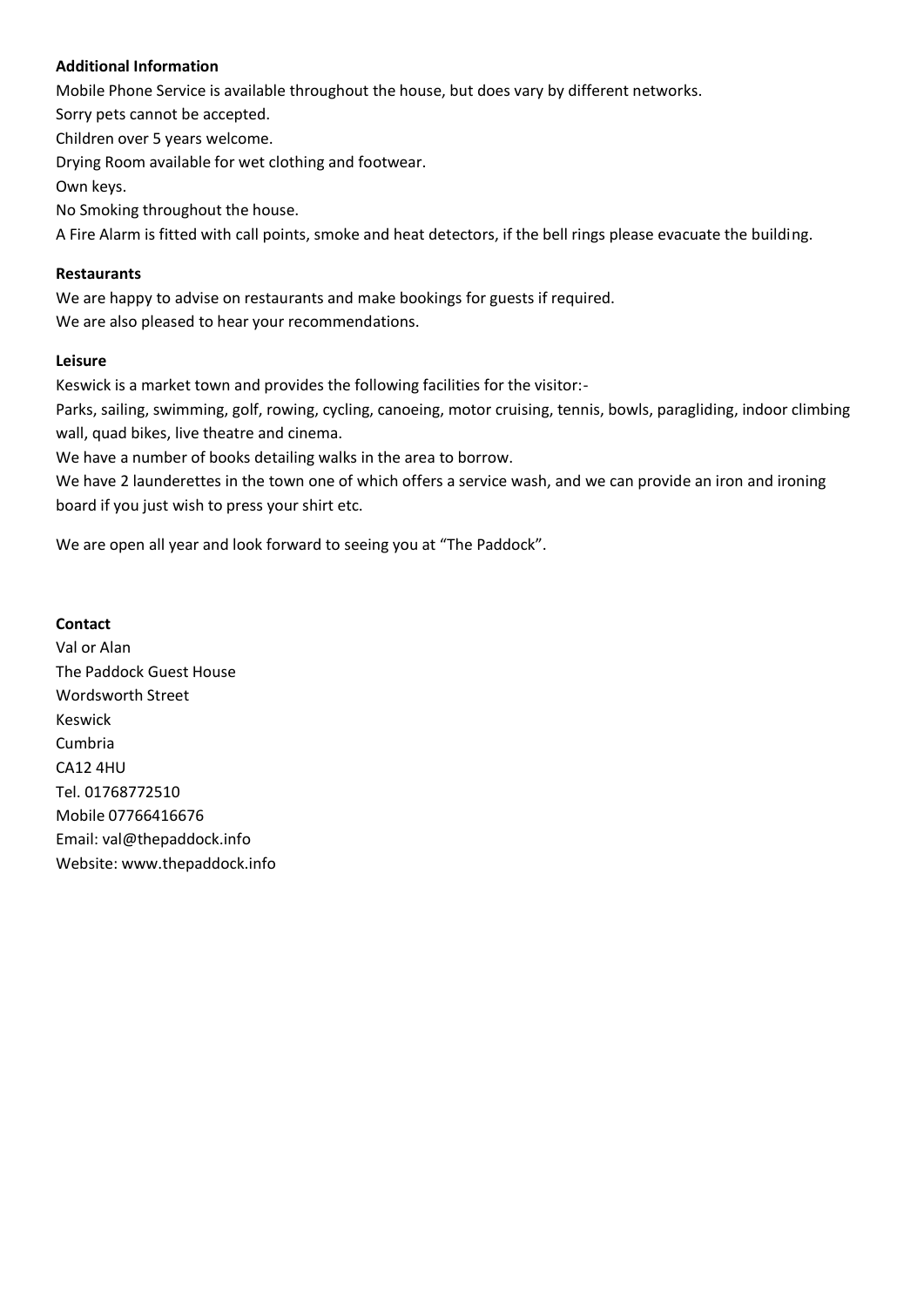**Additional Information**

Mobile Phone Service is available throughout the house, but does vary by different networks.

Sorry pets cannot be accepted.

Children over 5 years welcome.

Drying Room available for wet clothing and footwear.

Own keys.

No Smoking throughout the house.

A Fire Alarm is fitted with call points, smoke and heat detectors, if the bell rings please evacuate the building.

**Restaurants**

We are happy to advise on restaurants and make bookings for guests if required.

We are also pleased to hear your recommendations.

**Leisure**

Keswick is a market town and provides the following facilities for the visitor:-

Parks, sailing, swimming, golf, rowing, cycling, canoeing, motor cruising, tennis, bowls, paragliding, indoor climbing wall, quad bikes, live theatre and cinema.

We have a number of books detailing walks in the area to borrow.

We have 2 launderettes in the town one of which offers a service wash, and we can provide an iron and ironing board if you just wish to press your shirt etc.

We are open all year and look forward to seeing you at "The Paddock".

**Contact**

Val or Alan
The Paddock Guest House
Wordsworth Street
Keswick
Cumbria
CA12 4HU
Tel. 01768772510
Mobile 07766416676
Email: val@thepaddock.info
Website: www.thepaddock.info